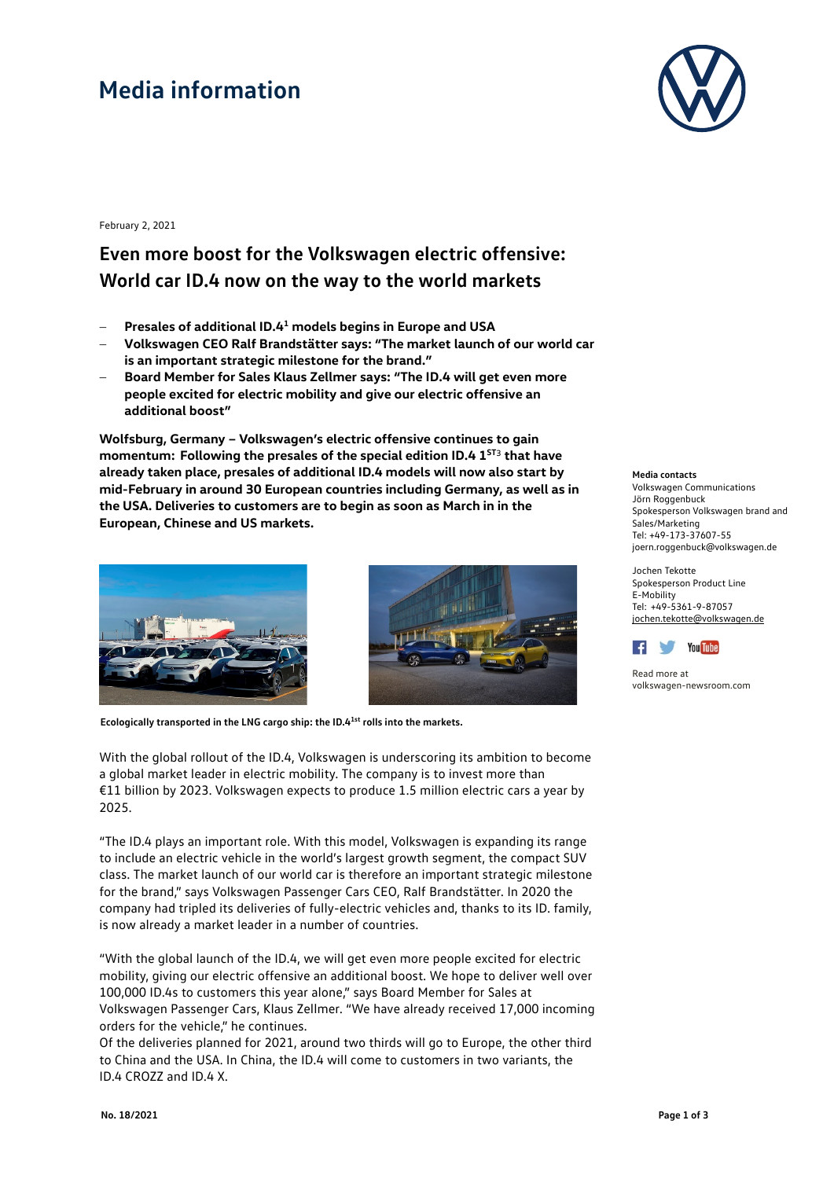# Media information

February 2, 2021

## Even more boost for the Volkswagen electric offensive: World car ID.4 now on the way to the world markets

- **Presales of additional ID.4[1] models begins in Europe and USA**
- **Volkswagen CEO Ralf Brandstätter says: "The market launch of our world car is an important strategic milestone for the brand."**
- **Board Member for Sales Klaus Zellmer says: "The ID.4 will get even more people excited for electric mobility and give our electric offensive an additional boost"**

**Wolfsburg, Germany – Volkswagen's electric offensive continues to gain momentum: Following the presales of the special edition ID.4 1ST[3] that have already taken place, presales of additional ID.4 models will now also start by mid-February in around 30 European countries including Germany, as well as in the USA. Deliveries to customers are to begin as soon as March in in the European, Chinese and US markets.**

**Ecologically transported in the LNG cargo ship: the ID.4[1st] rolls into the markets.**

With the global rollout of the ID.4, Volkswagen is underscoring its ambition to become a global market leader in electric mobility. The company is to invest more than €11 billion by 2023. Volkswagen expects to produce 1.5 million electric cars a year by 2025.

"The ID.4 plays an important role. With this model, Volkswagen is expanding its range to include an electric vehicle in the world's largest growth segment, the compact SUV class. The market launch of our world car is therefore an important strategic milestone for the brand," says Volkswagen Passenger Cars CEO, Ralf Brandstätter. In 2020 the company had tripled its deliveries of fully-electric vehicles and, thanks to its ID. family, is now already a market leader in a number of countries.

"With the global launch of the ID.4, we will get even more people excited for electric mobility, giving our electric offensive an additional boost. We hope to deliver well over 100,000 ID.4s to customers this year alone," says Board Member for Sales at Volkswagen Passenger Cars, Klaus Zellmer. "We have already received 17,000 incoming orders for the vehicle," he continues.

Of the deliveries planned for 2021, around two thirds will go to Europe, the other third to China and the USA. In China, the ID.4 will come to customers in two variants, the ID.4 CROZZ and ID.4 X.

**Media contacts**
Volkswagen Communications
Jörn Roggenbuck
Spokesperson Volkswagen brand and Sales/Marketing
Tel: +49-173-37607-55
joern.roggenbuck@volkswagen.de

Jochen Tekotte
Spokesperson Product Line E-Mobility
Tel: +49-5361-9-87057
jochen.tekotte@volkswagen.de

Read more at
volkswagen-newsroom.com

**No. 18/2021**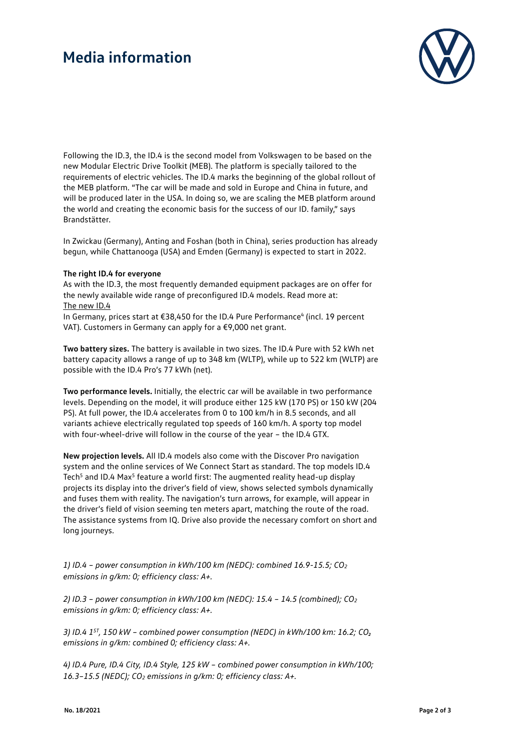Following the ID.3, the ID.4 is the second model from Volkswagen to be based on the new Modular Electric Drive Toolkit (MEB). The platform is specially tailored to the requirements of electric vehicles. The ID.4 marks the beginning of the global rollout of the MEB platform. "The car will be made and sold in Europe and China in future, and will be produced later in the USA. In doing so, we are scaling the MEB platform around the world and creating the economic basis for the success of our ID. family," says Brandstätter.

In Zwickau (Germany), Anting and Foshan (both in China), series production has already begun, while Chattanooga (USA) and Emden (Germany) is expected to start in 2022.

**The right ID.4 for everyone**

As with the ID.3, the most frequently demanded equipment packages are on offer for the newly available wide range of preconfigured ID.4 models. Read more at: The new ID.4

In Germany, prices start at €38,450 for the ID.4 Pure Performance[4] (incl. 19 percent VAT). Customers in Germany can apply for a €9,000 net grant.

**Two battery sizes.** The battery is available in two sizes. The ID.4 Pure with 52 kWh net battery capacity allows a range of up to 348 km (WLTP), while up to 522 km (WLTP) are possible with the ID.4 Pro's 77 kWh (net).

**Two performance levels.** Initially, the electric car will be available in two performance levels. Depending on the model, it will produce either 125 kW (170 PS) or 150 kW (204 PS). At full power, the ID.4 accelerates from 0 to 100 km/h in 8.5 seconds, and all variants achieve electrically regulated top speeds of 160 km/h. A sporty top model with four-wheel-drive will follow in the course of the year – the ID.4 GTX.

**New projection levels.** All ID.4 models also come with the Discover Pro navigation system and the online services of We Connect Start as standard. The top models ID.4 Tech[5] and ID.4 Max[5] feature a world first: The augmented reality head-up display projects its display into the driver's field of view, shows selected symbols dynamically and fuses them with reality. The navigation's turn arrows, for example, will appear in the driver's field of vision seeming ten meters apart, matching the route of the road. The assistance systems from IQ. Drive also provide the necessary comfort on short and long journeys.

*1) ID.4 – power consumption in kWh/100 km (NEDC): combined 16.9-15.5; $CO_2$ emissions in g/km: 0; efficiency class: A+.*

*2) ID.3 – power consumption in kWh/100 km (NEDC): 15.4 – 14.5 (combined); $CO_2$ emissions in g/km: 0; efficiency class: A+.*

*3) ID.4 1[ST], 150 kW – combined power consumption (NEDC) in kWh/100 km: 16.2; $CO_2$ emissions in g/km: combined 0; efficiency class: A+.*

*4) ID.4 Pure, ID.4 City, ID.4 Style, 125 kW – combined power consumption in kWh/100; 16.3–15.5 (NEDC); $CO_2$ emissions in g/km: 0; efficiency class: A+.*

No. 18/2021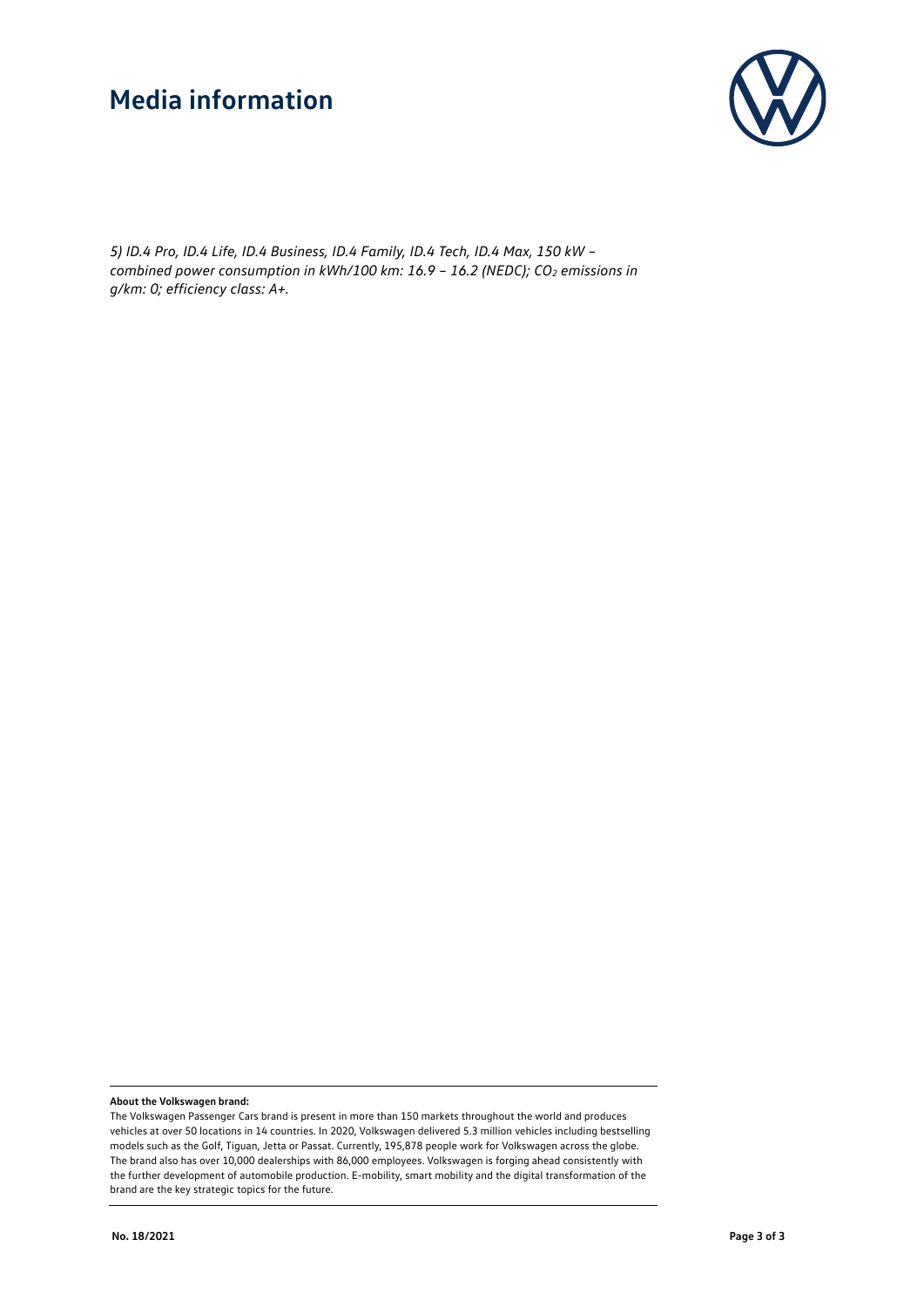*5) ID.4 Pro, ID.4 Life, ID.4 Business, ID.4 Family, ID.4 Tech, ID.4 Max, 150 kW – combined power consumption in kWh/100 km: 16.9 – 16.2 (NEDC); $CO_2$ emissions in g/km: 0; efficiency class: A+.*

**About the Volkswagen brand:**

The Volkswagen Passenger Cars brand is present in more than 150 markets throughout the world and produces vehicles at over 50 locations in 14 countries. In 2020, Volkswagen delivered 5.3 million vehicles including bestselling models such as the Golf, Tiguan, Jetta or Passat. Currently, 195,878 people work for Volkswagen across the globe. The brand also has over 10,000 dealerships with 86,000 employees. Volkswagen is forging ahead consistently with the further development of automobile production. E-mobility, smart mobility and the digital transformation of the brand are the key strategic topics for the future.

**No. 18/2021**